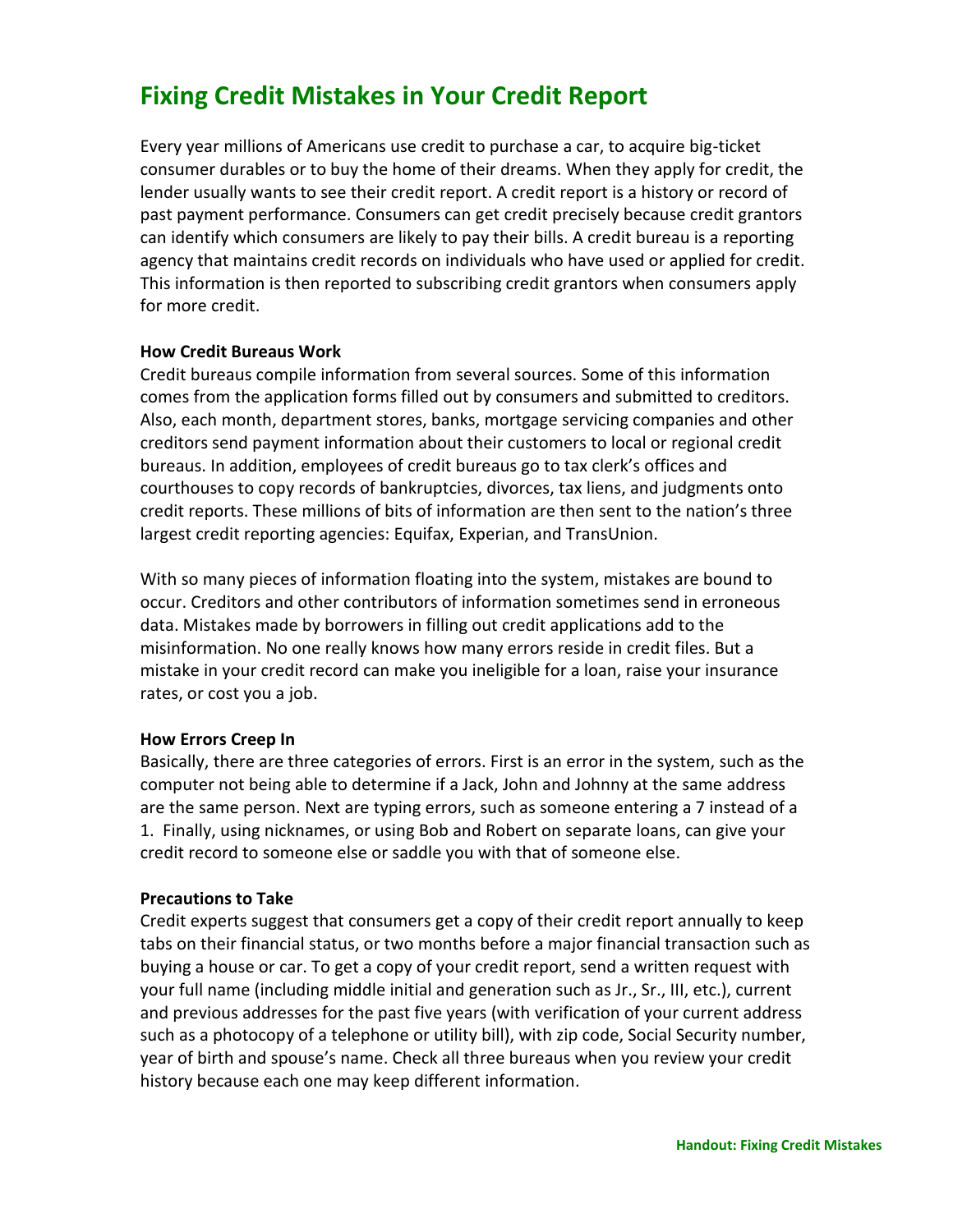# Fixing Credit Mistakes in Your Credit Report

Every year millions of Americans use credit to purchase a car, to acquire big-ticket consumer durables or to buy the home of their dreams. When they apply for credit, the lender usually wants to see their credit report. A credit report is a history or record of past payment performance. Consumers can get credit precisely because credit grantors can identify which consumers are likely to pay their bills. A credit bureau is a reporting agency that maintains credit records on individuals who have used or applied for credit. This information is then reported to subscribing credit grantors when consumers apply for more credit.

**How Credit Bureaus Work**

Credit bureaus compile information from several sources. Some of this information comes from the application forms filled out by consumers and submitted to creditors. Also, each month, department stores, banks, mortgage servicing companies and other creditors send payment information about their customers to local or regional credit bureaus. In addition, employees of credit bureaus go to tax clerk's offices and courthouses to copy records of bankruptcies, divorces, tax liens, and judgments onto credit reports. These millions of bits of information are then sent to the nation's three largest credit reporting agencies: Equifax, Experian, and TransUnion.

With so many pieces of information floating into the system, mistakes are bound to occur. Creditors and other contributors of information sometimes send in erroneous data. Mistakes made by borrowers in filling out credit applications add to the misinformation. No one really knows how many errors reside in credit files. But a mistake in your credit record can make you ineligible for a loan, raise your insurance rates, or cost you a job.

**How Errors Creep In**

Basically, there are three categories of errors. First is an error in the system, such as the computer not being able to determine if a Jack, John and Johnny at the same address are the same person. Next are typing errors, such as someone entering a 7 instead of a 1. Finally, using nicknames, or using Bob and Robert on separate loans, can give your credit record to someone else or saddle you with that of someone else.

**Precautions to Take**

Credit experts suggest that consumers get a copy of their credit report annually to keep tabs on their financial status, or two months before a major financial transaction such as buying a house or car. To get a copy of your credit report, send a written request with your full name (including middle initial and generation such as Jr., Sr., III, etc.), current and previous addresses for the past five years (with verification of your current address such as a photocopy of a telephone or utility bill), with zip code, Social Security number, year of birth and spouse's name. Check all three bureaus when you review your credit history because each one may keep different information.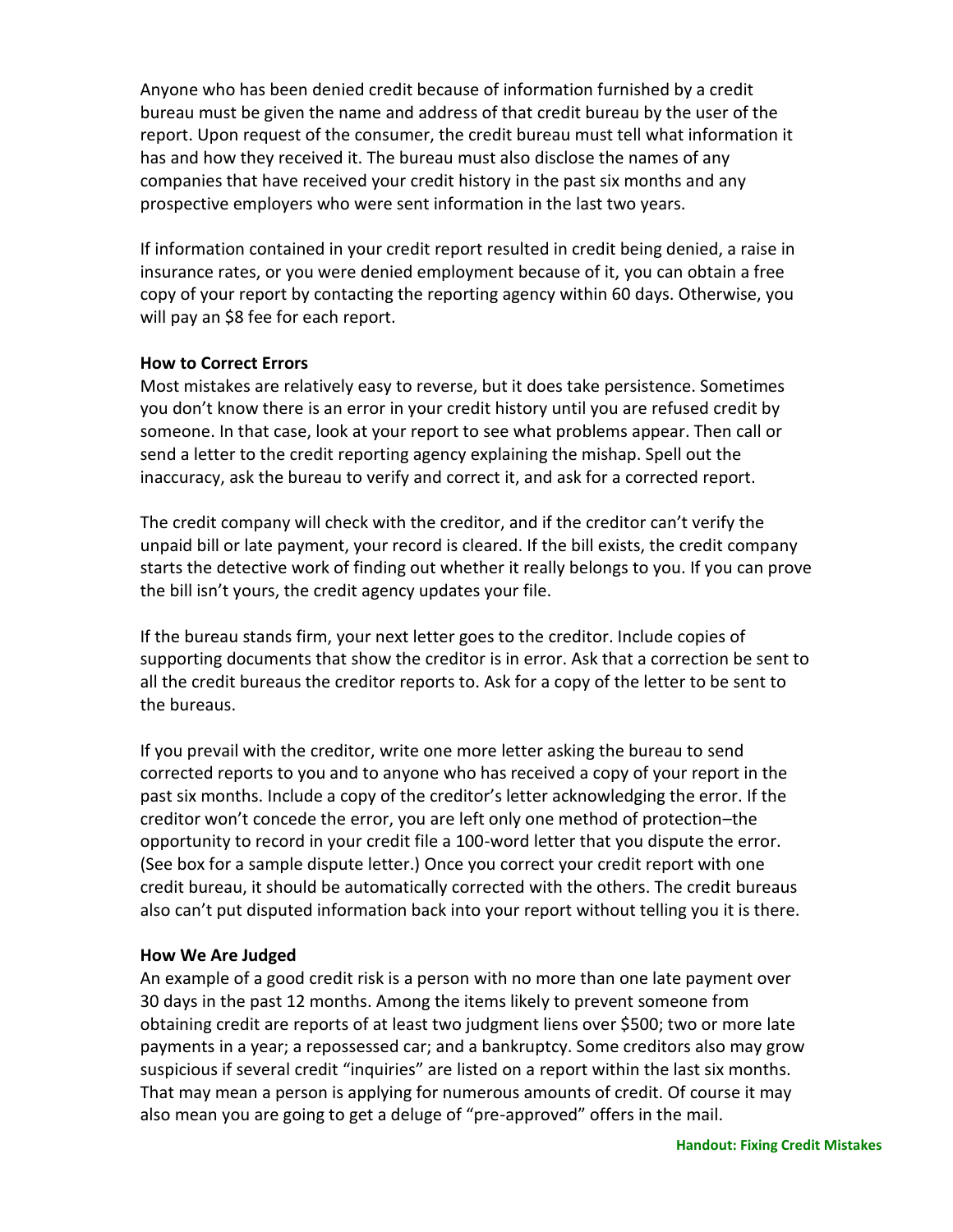Anyone who has been denied credit because of information furnished by a credit bureau must be given the name and address of that credit bureau by the user of the report. Upon request of the consumer, the credit bureau must tell what information it has and how they received it. The bureau must also disclose the names of any companies that have received your credit history in the past six months and any prospective employers who were sent information in the last two years.

If information contained in your credit report resulted in credit being denied, a raise in insurance rates, or you were denied employment because of it, you can obtain a free copy of your report by contacting the reporting agency within 60 days. Otherwise, you will pay an $8 fee for each report.

**How to Correct Errors**

Most mistakes are relatively easy to reverse, but it does take persistence. Sometimes you don't know there is an error in your credit history until you are refused credit by someone. In that case, look at your report to see what problems appear. Then call or send a letter to the credit reporting agency explaining the mishap. Spell out the inaccuracy, ask the bureau to verify and correct it, and ask for a corrected report.

The credit company will check with the creditor, and if the creditor can't verify the unpaid bill or late payment, your record is cleared. If the bill exists, the credit company starts the detective work of finding out whether it really belongs to you. If you can prove the bill isn't yours, the credit agency updates your file.

If the bureau stands firm, your next letter goes to the creditor. Include copies of supporting documents that show the creditor is in error. Ask that a correction be sent to all the credit bureaus the creditor reports to. Ask for a copy of the letter to be sent to the bureaus.

If you prevail with the creditor, write one more letter asking the bureau to send corrected reports to you and to anyone who has received a copy of your report in the past six months. Include a copy of the creditor's letter acknowledging the error. If the creditor won't concede the error, you are left only one method of protection–the opportunity to record in your credit file a 100-word letter that you dispute the error. (See box for a sample dispute letter.) Once you correct your credit report with one credit bureau, it should be automatically corrected with the others. The credit bureaus also can't put disputed information back into your report without telling you it is there.

**How We Are Judged**

An example of a good credit risk is a person with no more than one late payment over 30 days in the past 12 months. Among the items likely to prevent someone from obtaining credit are reports of at least two judgment liens over $500; two or more late payments in a year; a repossessed car; and a bankruptcy. Some creditors also may grow suspicious if several credit "inquiries" are listed on a report within the last six months. That may mean a person is applying for numerous amounts of credit. Of course it may also mean you are going to get a deluge of "pre-approved" offers in the mail.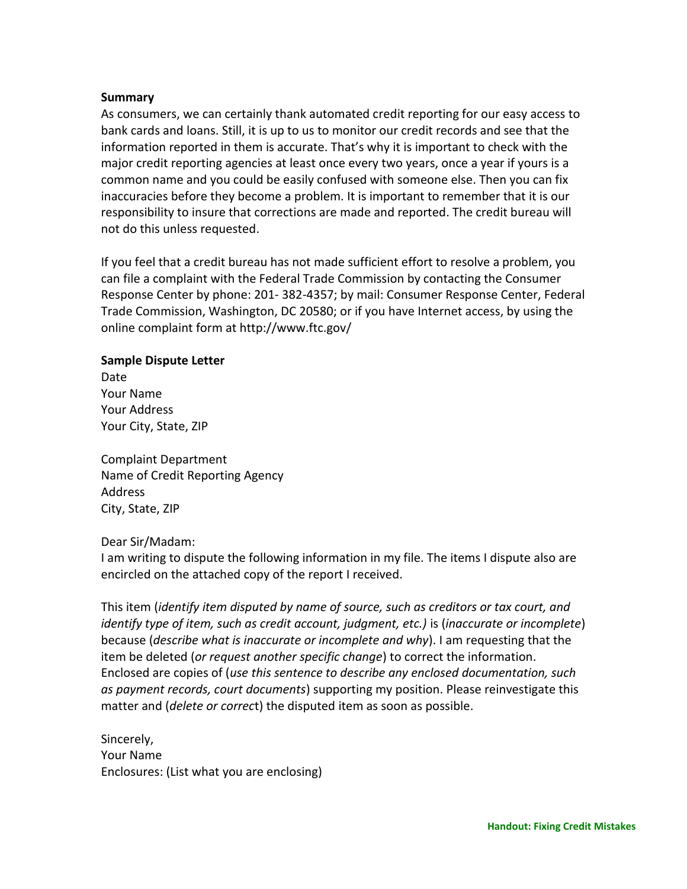**Summary**

As consumers, we can certainly thank automated credit reporting for our easy access to bank cards and loans. Still, it is up to us to monitor our credit records and see that the information reported in them is accurate. That's why it is important to check with the major credit reporting agencies at least once every two years, once a year if yours is a common name and you could be easily confused with someone else. Then you can fix inaccuracies before they become a problem. It is important to remember that it is our responsibility to insure that corrections are made and reported. The credit bureau will not do this unless requested.

If you feel that a credit bureau has not made sufficient effort to resolve a problem, you can file a complaint with the Federal Trade Commission by contacting the Consumer Response Center by phone: 201- 382-4357; by mail: Consumer Response Center, Federal Trade Commission, Washington, DC 20580; or if you have Internet access, by using the online complaint form at http://www.ftc.gov/

**Sample Dispute Letter**

Date
Your Name
Your Address
Your City, State, ZIP

Complaint Department
Name of Credit Reporting Agency
Address
City, State, ZIP

Dear Sir/Madam:
I am writing to dispute the following information in my file. The items I dispute also are encircled on the attached copy of the report I received.

This item (*identify item disputed by name of source, such as creditors or tax court, and identify type of item, such as credit account, judgment, etc.)* is (*inaccurate or incomplete*) because (*describe what is inaccurate or incomplete and why*). I am requesting that the item be deleted (*or request another specific change*) to correct the information. Enclosed are copies of (*use this sentence to describe any enclosed documentation, such as payment records, court documents*) supporting my position. Please reinvestigate this matter and (*delete or correc*t) the disputed item as soon as possible.

Sincerely,
Your Name
Enclosures: (List what you are enclosing)